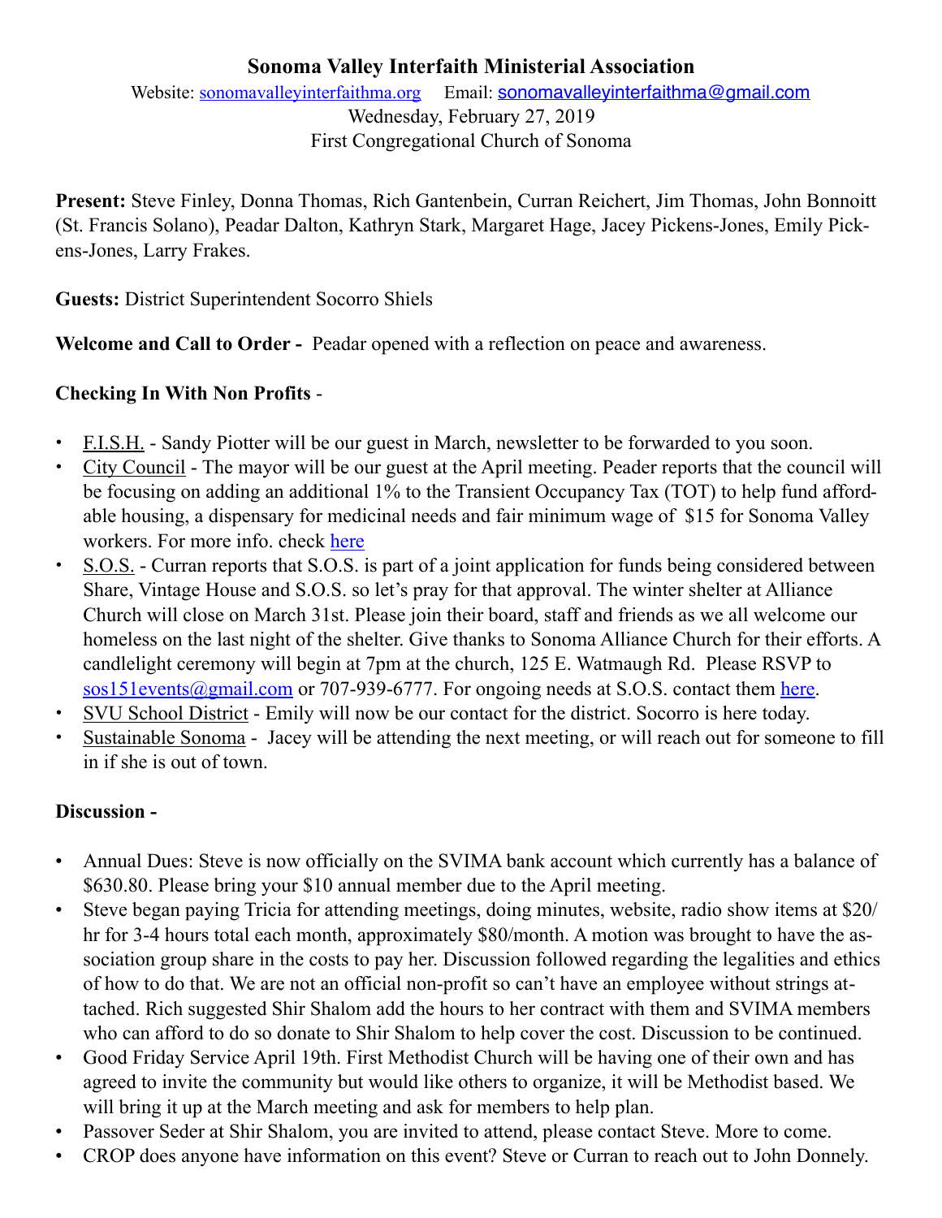# Sonoma Valley Interfaith Ministerial Association

Website: [sonomavalleyinterfaithma.org](sonomavalleyinterfaithma.org) Email: sonomavalleyinterfaithma@gmail.com

Wednesday, February 27, 2019

First Congregational Church of Sonoma

**Present:** Steve Finley, Donna Thomas, Rich Gantenbein, Curran Reichert, Jim Thomas, John Bonnoitt (St. Francis Solano), Peadar Dalton, Kathryn Stark, Margaret Hage, Jacey Pickens-Jones, Emily Pickens-Jones, Larry Frakes.

**Guests:** District Superintendent Socorro Shiels

**Welcome and Call to Order -** Peadar opened with a reflection on peace and awareness.

**Checking In With Non Profits** -

- F.I.S.H. - Sandy Piotter will be our guest in March, newsletter to be forwarded to you soon.
- City Council - The mayor will be our guest at the April meeting. Peader reports that the council will be focusing on adding an additional 1% to the Transient Occupancy Tax (TOT) to help fund affordable housing, a dispensary for medicinal needs and fair minimum wage of $15 for Sonoma Valley workers. For more info. check here
- S.O.S. - Curran reports that S.O.S. is part of a joint application for funds being considered between Share, Vintage House and S.O.S. so let's pray for that approval. The winter shelter at Alliance Church will close on March 31st. Please join their board, staff and friends as we all welcome our homeless on the last night of the shelter. Give thanks to Sonoma Alliance Church for their efforts. A candlelight ceremony will begin at 7pm at the church, 125 E. Watmaugh Rd. Please RSVP to sos151events@gmail.com or 707-939-6777. For ongoing needs at S.O.S. contact them here.
- SVU School District - Emily will now be our contact for the district. Socorro is here today.
- Sustainable Sonoma - Jacey will be attending the next meeting, or will reach out for someone to fill in if she is out of town.

**Discussion -**

- Annual Dues: Steve is now officially on the SVIMA bank account which currently has a balance of $630.80. Please bring your $10 annual member due to the April meeting.
- Steve began paying Tricia for attending meetings, doing minutes, website, radio show items at $20/hr for 3-4 hours total each month, approximately $80/month. A motion was brought to have the association group share in the costs to pay her. Discussion followed regarding the legalities and ethics of how to do that. We are not an official non-profit so can't have an employee without strings attached. Rich suggested Shir Shalom add the hours to her contract with them and SVIMA members who can afford to do so donate to Shir Shalom to help cover the cost. Discussion to be continued.
- Good Friday Service April 19th. First Methodist Church will be having one of their own and has agreed to invite the community but would like others to organize, it will be Methodist based. We will bring it up at the March meeting and ask for members to help plan.
- Passover Seder at Shir Shalom, you are invited to attend, please contact Steve. More to come.
- CROP does anyone have information on this event? Steve or Curran to reach out to John Donnely.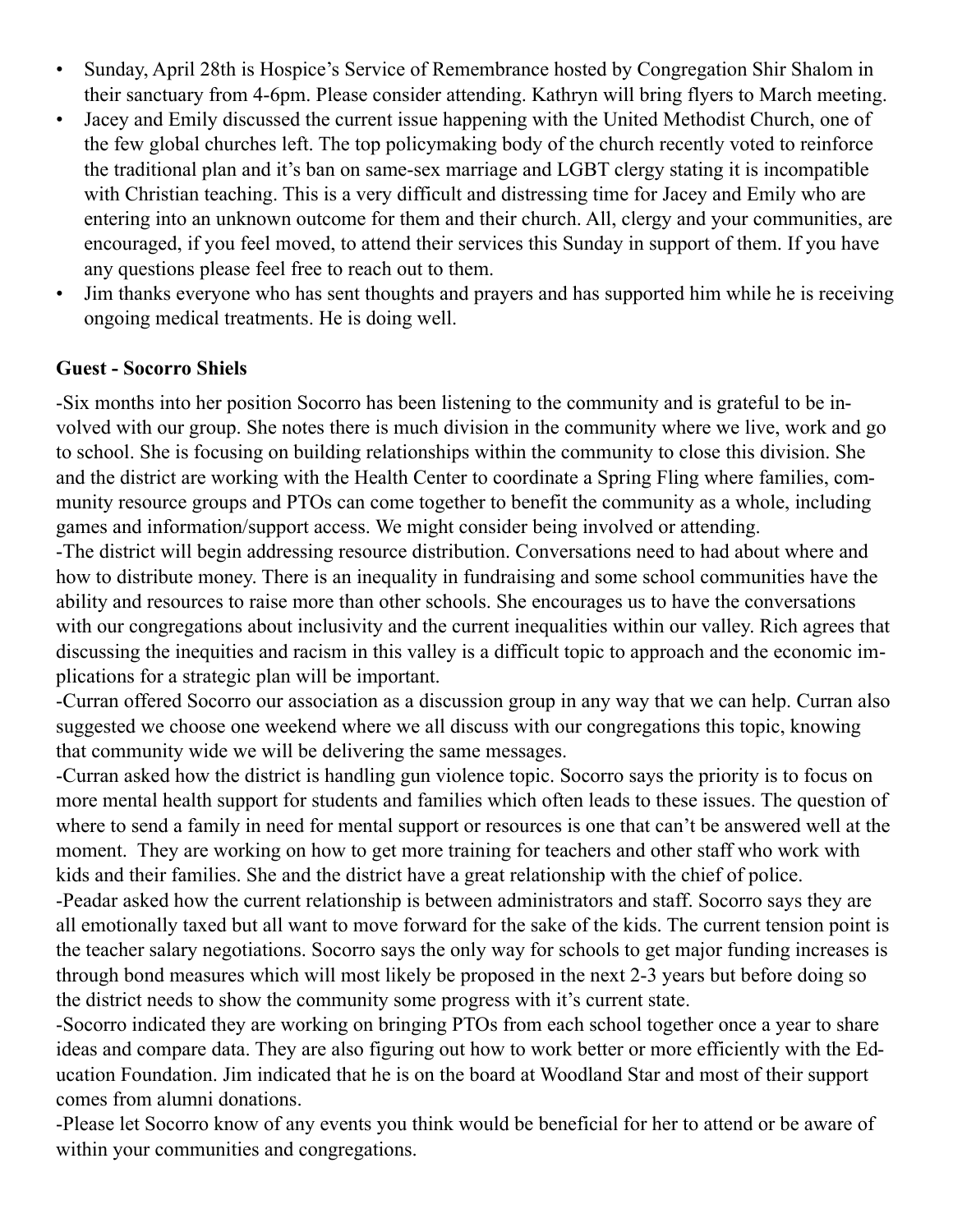- Sunday, April 28th is Hospice's Service of Remembrance hosted by Congregation Shir Shalom in their sanctuary from 4-6pm. Please consider attending. Kathryn will bring flyers to March meeting.
- Jacey and Emily discussed the current issue happening with the United Methodist Church, one of the few global churches left. The top policymaking body of the church recently voted to reinforce the traditional plan and it's ban on same-sex marriage and LGBT clergy stating it is incompatible with Christian teaching. This is a very difficult and distressing time for Jacey and Emily who are entering into an unknown outcome for them and their church. All, clergy and your communities, are encouraged, if you feel moved, to attend their services this Sunday in support of them. If you have any questions please feel free to reach out to them.
- Jim thanks everyone who has sent thoughts and prayers and has supported him while he is receiving ongoing medical treatments. He is doing well.

**Guest - Socorro Shiels**

-Six months into her position Socorro has been listening to the community and is grateful to be involved with our group. She notes there is much division in the community where we live, work and go to school. She is focusing on building relationships within the community to close this division. She and the district are working with the Health Center to coordinate a Spring Fling where families, community resource groups and PTOs can come together to benefit the community as a whole, including games and information/support access. We might consider being involved or attending.

-The district will begin addressing resource distribution. Conversations need to had about where and how to distribute money. There is an inequality in fundraising and some school communities have the ability and resources to raise more than other schools. She encourages us to have the conversations with our congregations about inclusivity and the current inequalities within our valley. Rich agrees that discussing the inequities and racism in this valley is a difficult topic to approach and the economic implications for a strategic plan will be important.

-Curran offered Socorro our association as a discussion group in any way that we can help. Curran also suggested we choose one weekend where we all discuss with our congregations this topic, knowing that community wide we will be delivering the same messages.

-Curran asked how the district is handling gun violence topic. Socorro says the priority is to focus on more mental health support for students and families which often leads to these issues. The question of where to send a family in need for mental support or resources is one that can't be answered well at the moment. They are working on how to get more training for teachers and other staff who work with kids and their families. She and the district have a great relationship with the chief of police.

-Peadar asked how the current relationship is between administrators and staff. Socorro says they are all emotionally taxed but all want to move forward for the sake of the kids. The current tension point is the teacher salary negotiations. Socorro says the only way for schools to get major funding increases is through bond measures which will most likely be proposed in the next 2-3 years but before doing so the district needs to show the community some progress with it's current state.

-Socorro indicated they are working on bringing PTOs from each school together once a year to share ideas and compare data. They are also figuring out how to work better or more efficiently with the Education Foundation. Jim indicated that he is on the board at Woodland Star and most of their support comes from alumni donations.

-Please let Socorro know of any events you think would be beneficial for her to attend or be aware of within your communities and congregations.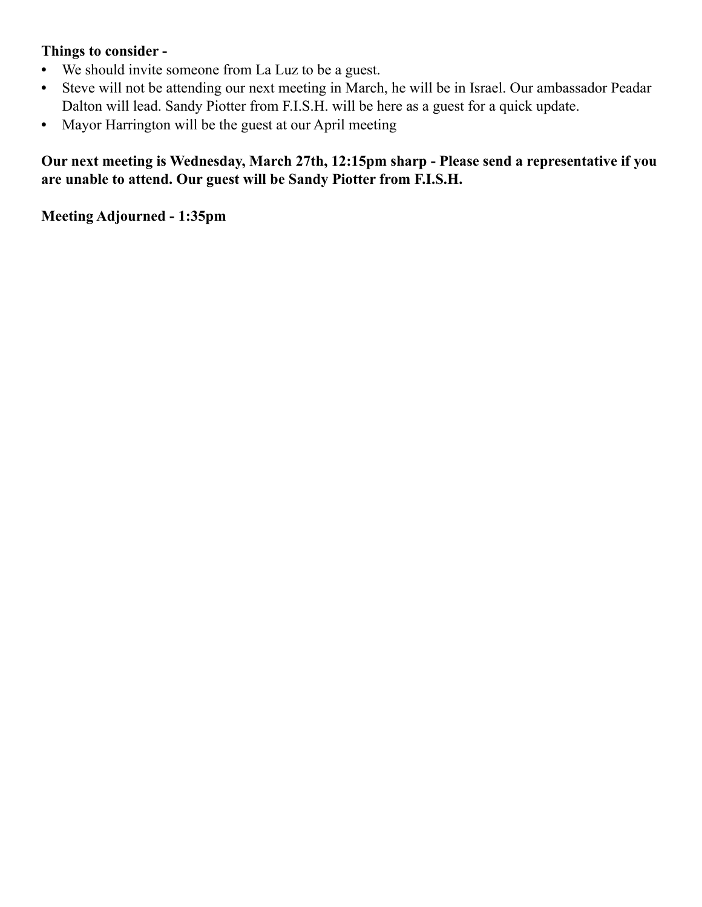**Things to consider -**

- We should invite someone from La Luz to be a guest.
- Steve will not be attending our next meeting in March, he will be in Israel. Our ambassador Peadar Dalton will lead. Sandy Piotter from F.I.S.H. will be here as a guest for a quick update.
- Mayor Harrington will be the guest at our April meeting

**Our next meeting is Wednesday, March 27th, 12:15pm sharp - Please send a representative if you are unable to attend. Our guest will be Sandy Piotter from F.I.S.H.**

**Meeting Adjourned - 1:35pm**